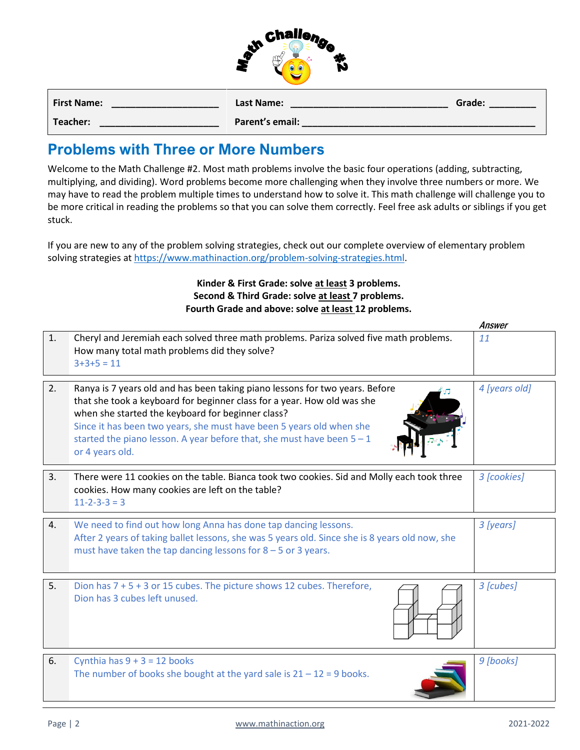# Math Challenge #2

| First Name: ____________________ | Last Name: ____________________________ Grade: ________ |
|---|---|
| Teacher: ______________________ | Parent's email: ________________________________________ |

## Problems with Three or More Numbers

Welcome to the Math Challenge #2. Most math problems involve the basic four operations (adding, subtracting, multiplying, and dividing). Word problems become more challenging when they involve three numbers or more. We may have to read the problem multiple times to understand how to solve it. This math challenge will challenge you to be more critical in reading the problems so that you can solve them correctly. Feel free ask adults or siblings if you get stuck.

If you are new to any of the problem solving strategies, check out our complete overview of elementary problem solving strategies at https://www.mathinaction.org/problem-solving-strategies.html.

**Kinder & First Grade: solve at least 3 problems.**
**Second & Third Grade: solve at least 7 problems.**
**Fourth Grade and above: solve at least 12 problems.**

| # | Problem | *Answer* |
|---|---|---|
| 1. | Cheryl and Jeremiah each solved three math problems. Pariza solved five math problems. How many total math problems did they solve? 3+3+5 = 11 | *11* |
| 2. | Ranya is 7 years old and has been taking piano lessons for two years. Before that she took a keyboard for beginner class for a year. How old was she when she started the keyboard for beginner class? Since it has been two years, she must have been 5 years old when she started the piano lesson. A year before that, she must have been 5 – 1 or 4 years old. | *4 [years old]* |
| 3. | There were 11 cookies on the table. Bianca took two cookies. Sid and Molly each took three cookies. How many cookies are left on the table? 11-2-3-3 = 3 | *3 [cookies]* |
| 4. | We need to find out how long Anna has done tap dancing lessons. After 2 years of taking ballet lessons, she was 5 years old. Since she is 8 years old now, she must have taken the tap dancing lessons for 8 – 5 or 3 years. | *3 [years]* |
| 5. | Dion has 7 + 5 + 3 or 15 cubes. The picture shows 12 cubes. Therefore, Dion has 3 cubes left unused. | *3 [cubes]* |
| 6. | Cynthia has 9 + 3 = 12 books. The number of books she bought at the yard sale is 21 – 12 = 9 books. | *9 [books]* |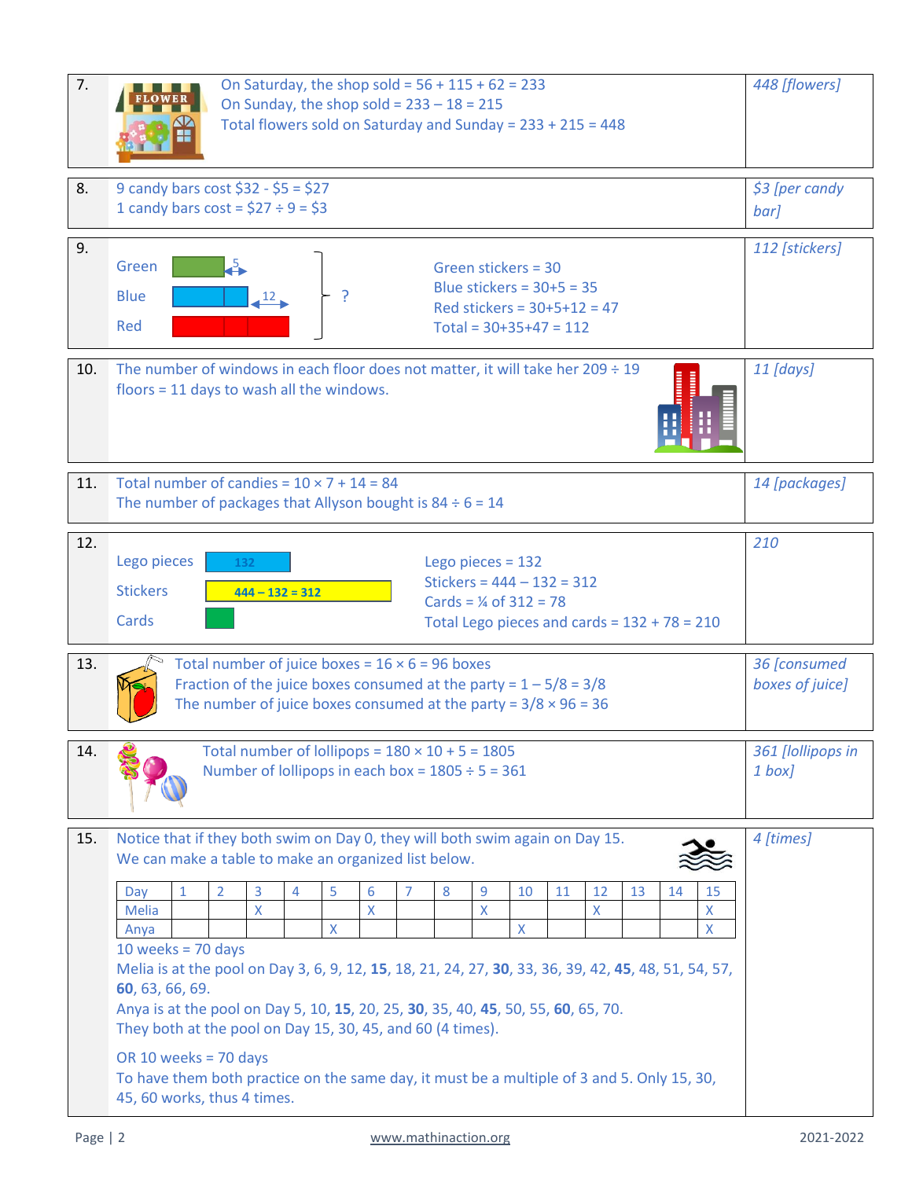**7.**

On Saturday, the shop sold = 56 + 115 + 62 = 233
On Sunday, the shop sold = 233 – 18 = 215
Total flowers sold on Saturday and Sunday = 233 + 215 = 448

*448 [flowers]*

---

**8.**

9 candy bars cost $32 - $5 = $27
1 candy bars cost = $27 ÷ 9 = $3

*$3 [per candy bar]*

---

**9.**

Green (bar) 5
Blue (bar) 12
Red (bar)
?

Green stickers = 30
Blue stickers = 30+5 = 35
Red stickers = 30+5+12 = 47
Total = 30+35+47 = 112

*112 [stickers]*

---

**10.**

The number of windows in each floor does not matter, it will take her 209 ÷ 19 floors = 11 days to wash all the windows.

*11 [days]*

---

**11.**

Total number of candies = 10 × 7 + 14 = 84
The number of packages that Allyson bought is 84 ÷ 6 = 14

*14 [packages]*

---

**12.**

Lego pieces: 132
Stickers: 444 – 132 = 312
Cards

Lego pieces = 132
Stickers = 444 – 132 = 312
Cards = ¼ of 312 = 78
Total Lego pieces and cards = 132 + 78 = 210

*210*

---

**13.**

Total number of juice boxes = 16 × 6 = 96 boxes
Fraction of the juice boxes consumed at the party = 1 – 5/8 = 3/8
The number of juice boxes consumed at the party = 3/8 × 96 = 36

*36 [consumed boxes of juice]*

---

**14.**

Total number of lollipops = 180 × 10 + 5 = 1805
Number of lollipops in each box = 1805 ÷ 5 = 361

*361 [lollipops in 1 box]*

---

**15.**

Notice that if they both swim on Day 0, they will both swim again on Day 15.
We can make a table to make an organized list below.

| Day | 1 | 2 | 3 | 4 | 5 | 6 | 7 | 8 | 9 | 10 | 11 | 12 | 13 | 14 | 15 |
|---|---|---|---|---|---|---|---|---|---|---|---|---|---|---|---|
| Melia | | | X | | | X | | | X | | | X | | | X |
| Anya | | | | | X | | | | | X | | | | | X |

10 weeks = 70 days
Melia is at the pool on Day 3, 6, 9, 12, **15**, 18, 21, 24, 27, **30**, 33, 36, 39, 42, **45**, 48, 51, 54, 57, **60**, 63, 66, 69.
Anya is at the pool on Day 5, 10, **15**, 20, 25, **30**, 35, 40, **45**, 50, 55, **60**, 65, 70.
They both at the pool on Day 15, 30, 45, and 60 (4 times).

OR 10 weeks = 70 days
To have them both practice on the same day, it must be a multiple of 3 and 5. Only 15, 30, 45, 60 works, thus 4 times.

*4 [times]*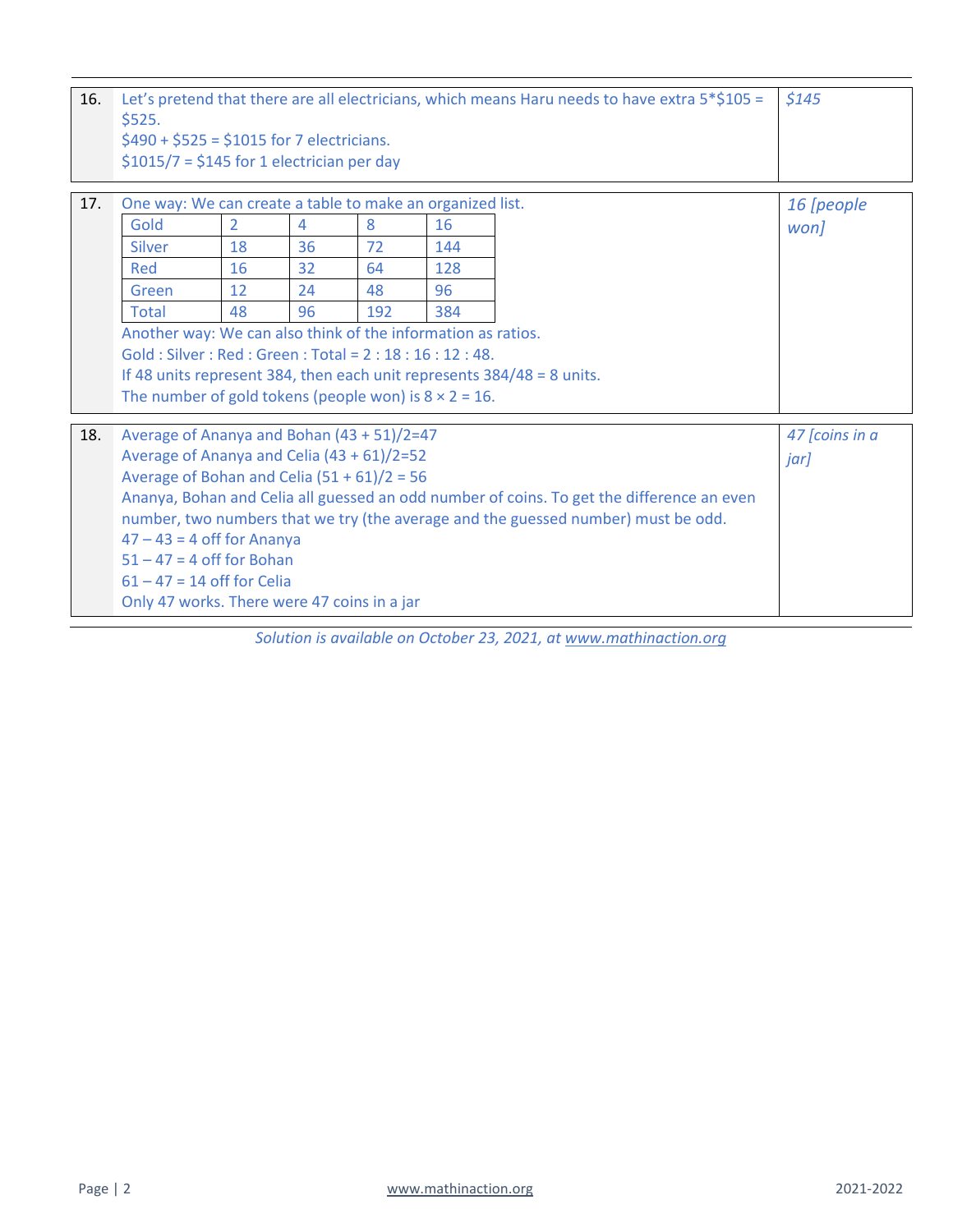| | | |
|---|---|---|
| 16. | Let's pretend that there are all electricians, which means Haru needs to have extra 5*$105 = $525.<br>$490 + $525 = $1015 for 7 electricians.<br>$1015/7 = $145 for 1 electrician per day | *$145* |

17\. One way: We can create a table to make an organized list.

| | | | | |
|---|---|---|---|---|
| Gold | 2 | 4 | 8 | 16 |
| Silver | 18 | 36 | 72 | 144 |
| Red | 16 | 32 | 64 | 128 |
| Green | 12 | 24 | 48 | 96 |
| Total | 48 | 96 | 192 | 384 |

Another way: We can also think of the information as ratios.
Gold : Silver : Red : Green : Total = 2 : 18 : 16 : 12 : 48.
If 48 units represent 384, then each unit represents 384/48 = 8 units.
The number of gold tokens (people won) is 8 × 2 = 16.

*16 [people won]*

| | | |
|---|---|---|
| 18. | Average of Ananya and Bohan (43 + 51)/2=47<br>Average of Ananya and Celia (43 + 61)/2=52<br>Average of Bohan and Celia (51 + 61)/2 = 56<br>Ananya, Bohan and Celia all guessed an odd number of coins. To get the difference an even number, two numbers that we try (the average and the guessed number) must be odd.<br>47 – 43 = 4 off for Ananya<br>51 – 47 = 4 off for Bohan<br>61 – 47 = 14 off for Celia<br>Only 47 works. There were 47 coins in a jar | *47 [coins in a jar]* |

*Solution is available on October 23, 2021, at www.mathinaction.org*